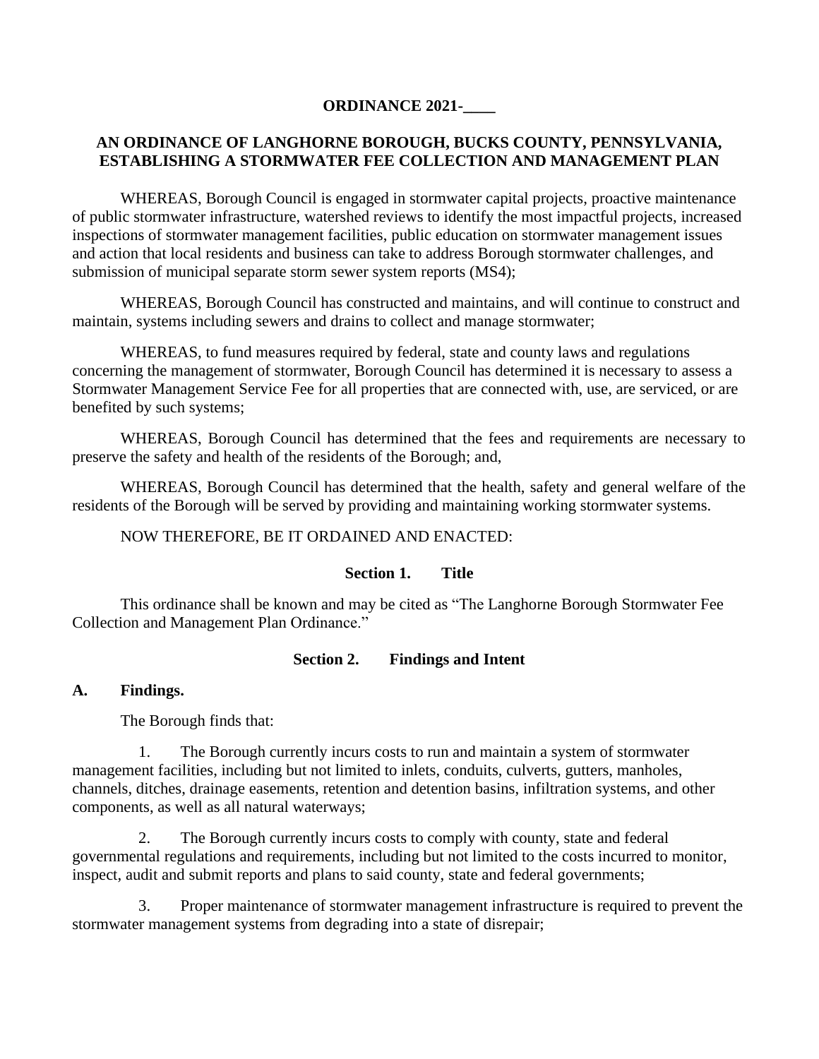**ORDINANCE 2021-\_\_\_\_**

**AN ORDINANCE OF LANGHORNE BOROUGH, BUCKS COUNTY, PENNSYLVANIA, ESTABLISHING A STORMWATER FEE COLLECTION AND MANAGEMENT PLAN**

WHEREAS, Borough Council is engaged in stormwater capital projects, proactive maintenance of public stormwater infrastructure, watershed reviews to identify the most impactful projects, increased inspections of stormwater management facilities, public education on stormwater management issues and action that local residents and business can take to address Borough stormwater challenges, and submission of municipal separate storm sewer system reports (MS4);

WHEREAS, Borough Council has constructed and maintains, and will continue to construct and maintain, systems including sewers and drains to collect and manage stormwater;

WHEREAS, to fund measures required by federal, state and county laws and regulations concerning the management of stormwater, Borough Council has determined it is necessary to assess a Stormwater Management Service Fee for all properties that are connected with, use, are serviced, or are benefited by such systems;

WHEREAS, Borough Council has determined that the fees and requirements are necessary to preserve the safety and health of the residents of the Borough; and,

WHEREAS, Borough Council has determined that the health, safety and general welfare of the residents of the Borough will be served by providing and maintaining working stormwater systems.

NOW THEREFORE, BE IT ORDAINED AND ENACTED:

## Section 1. Title

This ordinance shall be known and may be cited as "The Langhorne Borough Stormwater Fee Collection and Management Plan Ordinance."

## Section 2. Findings and Intent

### A. Findings.

The Borough finds that:

1. The Borough currently incurs costs to run and maintain a system of stormwater management facilities, including but not limited to inlets, conduits, culverts, gutters, manholes, channels, ditches, drainage easements, retention and detention basins, infiltration systems, and other components, as well as all natural waterways;

2. The Borough currently incurs costs to comply with county, state and federal governmental regulations and requirements, including but not limited to the costs incurred to monitor, inspect, audit and submit reports and plans to said county, state and federal governments;

3. Proper maintenance of stormwater management infrastructure is required to prevent the stormwater management systems from degrading into a state of disrepair;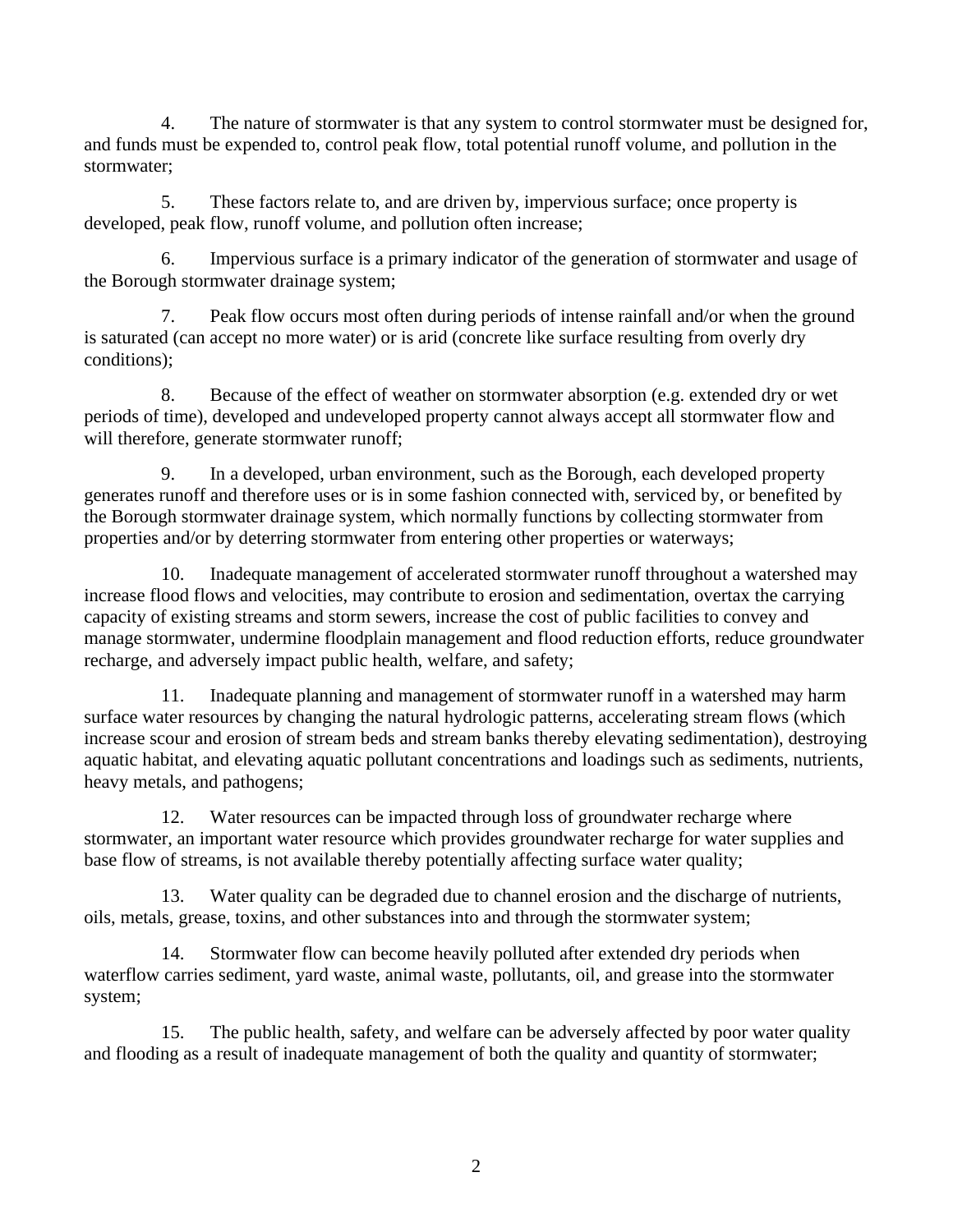4. The nature of stormwater is that any system to control stormwater must be designed for, and funds must be expended to, control peak flow, total potential runoff volume, and pollution in the stormwater;

5. These factors relate to, and are driven by, impervious surface; once property is developed, peak flow, runoff volume, and pollution often increase;

6. Impervious surface is a primary indicator of the generation of stormwater and usage of the Borough stormwater drainage system;

7. Peak flow occurs most often during periods of intense rainfall and/or when the ground is saturated (can accept no more water) or is arid (concrete like surface resulting from overly dry conditions);

8. Because of the effect of weather on stormwater absorption (e.g. extended dry or wet periods of time), developed and undeveloped property cannot always accept all stormwater flow and will therefore, generate stormwater runoff;

9. In a developed, urban environment, such as the Borough, each developed property generates runoff and therefore uses or is in some fashion connected with, serviced by, or benefited by the Borough stormwater drainage system, which normally functions by collecting stormwater from properties and/or by deterring stormwater from entering other properties or waterways;

10. Inadequate management of accelerated stormwater runoff throughout a watershed may increase flood flows and velocities, may contribute to erosion and sedimentation, overtax the carrying capacity of existing streams and storm sewers, increase the cost of public facilities to convey and manage stormwater, undermine floodplain management and flood reduction efforts, reduce groundwater recharge, and adversely impact public health, welfare, and safety;

11. Inadequate planning and management of stormwater runoff in a watershed may harm surface water resources by changing the natural hydrologic patterns, accelerating stream flows (which increase scour and erosion of stream beds and stream banks thereby elevating sedimentation), destroying aquatic habitat, and elevating aquatic pollutant concentrations and loadings such as sediments, nutrients, heavy metals, and pathogens;

12. Water resources can be impacted through loss of groundwater recharge where stormwater, an important water resource which provides groundwater recharge for water supplies and base flow of streams, is not available thereby potentially affecting surface water quality;

13. Water quality can be degraded due to channel erosion and the discharge of nutrients, oils, metals, grease, toxins, and other substances into and through the stormwater system;

14. Stormwater flow can become heavily polluted after extended dry periods when waterflow carries sediment, yard waste, animal waste, pollutants, oil, and grease into the stormwater system;

15. The public health, safety, and welfare can be adversely affected by poor water quality and flooding as a result of inadequate management of both the quality and quantity of stormwater;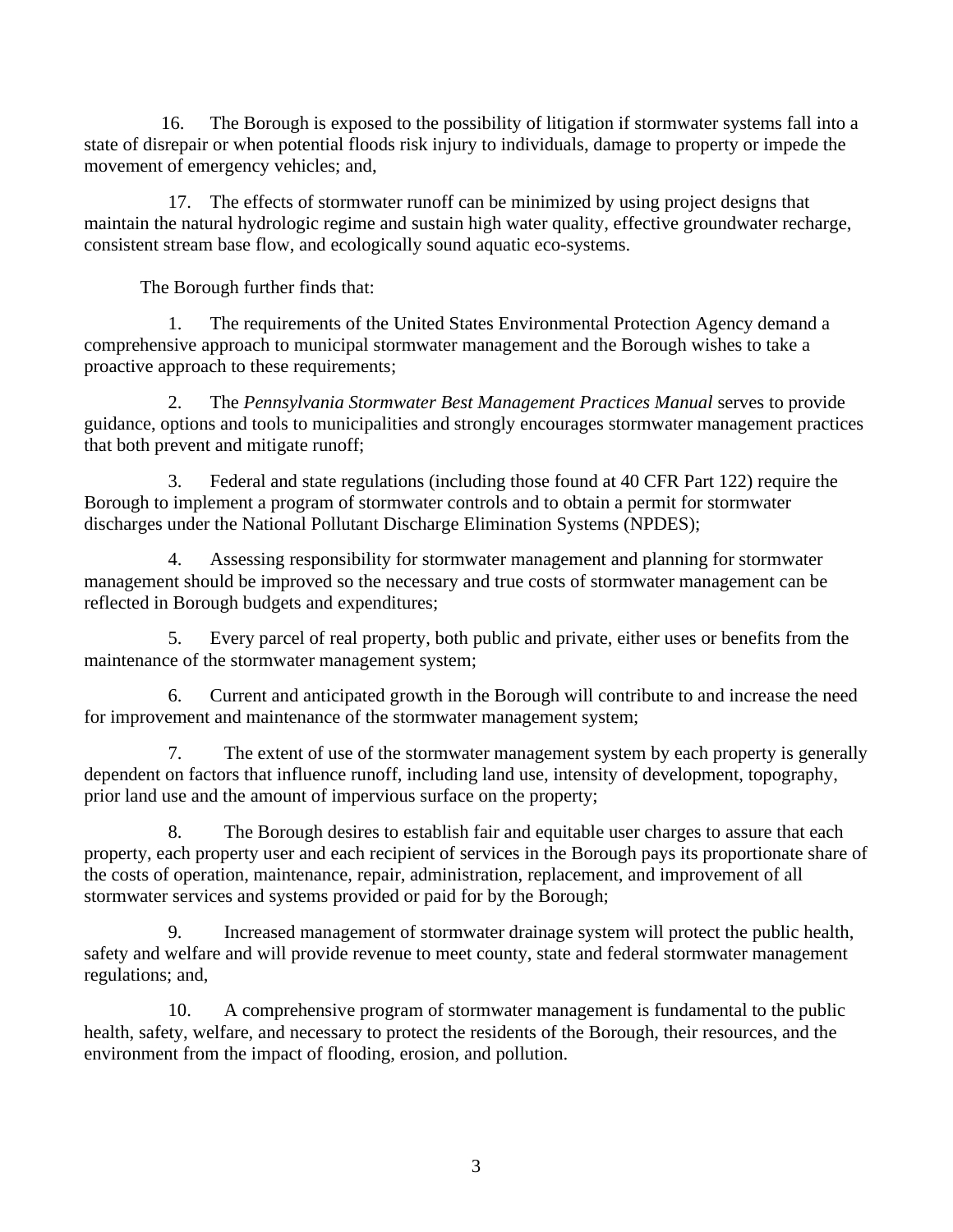16. The Borough is exposed to the possibility of litigation if stormwater systems fall into a state of disrepair or when potential floods risk injury to individuals, damage to property or impede the movement of emergency vehicles; and,

17. The effects of stormwater runoff can be minimized by using project designs that maintain the natural hydrologic regime and sustain high water quality, effective groundwater recharge, consistent stream base flow, and ecologically sound aquatic eco-systems.

The Borough further finds that:

1. The requirements of the United States Environmental Protection Agency demand a comprehensive approach to municipal stormwater management and the Borough wishes to take a proactive approach to these requirements;

2. The *Pennsylvania Stormwater Best Management Practices Manual* serves to provide guidance, options and tools to municipalities and strongly encourages stormwater management practices that both prevent and mitigate runoff;

3. Federal and state regulations (including those found at 40 CFR Part 122) require the Borough to implement a program of stormwater controls and to obtain a permit for stormwater discharges under the National Pollutant Discharge Elimination Systems (NPDES);

4. Assessing responsibility for stormwater management and planning for stormwater management should be improved so the necessary and true costs of stormwater management can be reflected in Borough budgets and expenditures;

5. Every parcel of real property, both public and private, either uses or benefits from the maintenance of the stormwater management system;

6. Current and anticipated growth in the Borough will contribute to and increase the need for improvement and maintenance of the stormwater management system;

7. The extent of use of the stormwater management system by each property is generally dependent on factors that influence runoff, including land use, intensity of development, topography, prior land use and the amount of impervious surface on the property;

8. The Borough desires to establish fair and equitable user charges to assure that each property, each property user and each recipient of services in the Borough pays its proportionate share of the costs of operation, maintenance, repair, administration, replacement, and improvement of all stormwater services and systems provided or paid for by the Borough;

9. Increased management of stormwater drainage system will protect the public health, safety and welfare and will provide revenue to meet county, state and federal stormwater management regulations; and,

10. A comprehensive program of stormwater management is fundamental to the public health, safety, welfare, and necessary to protect the residents of the Borough, their resources, and the environment from the impact of flooding, erosion, and pollution.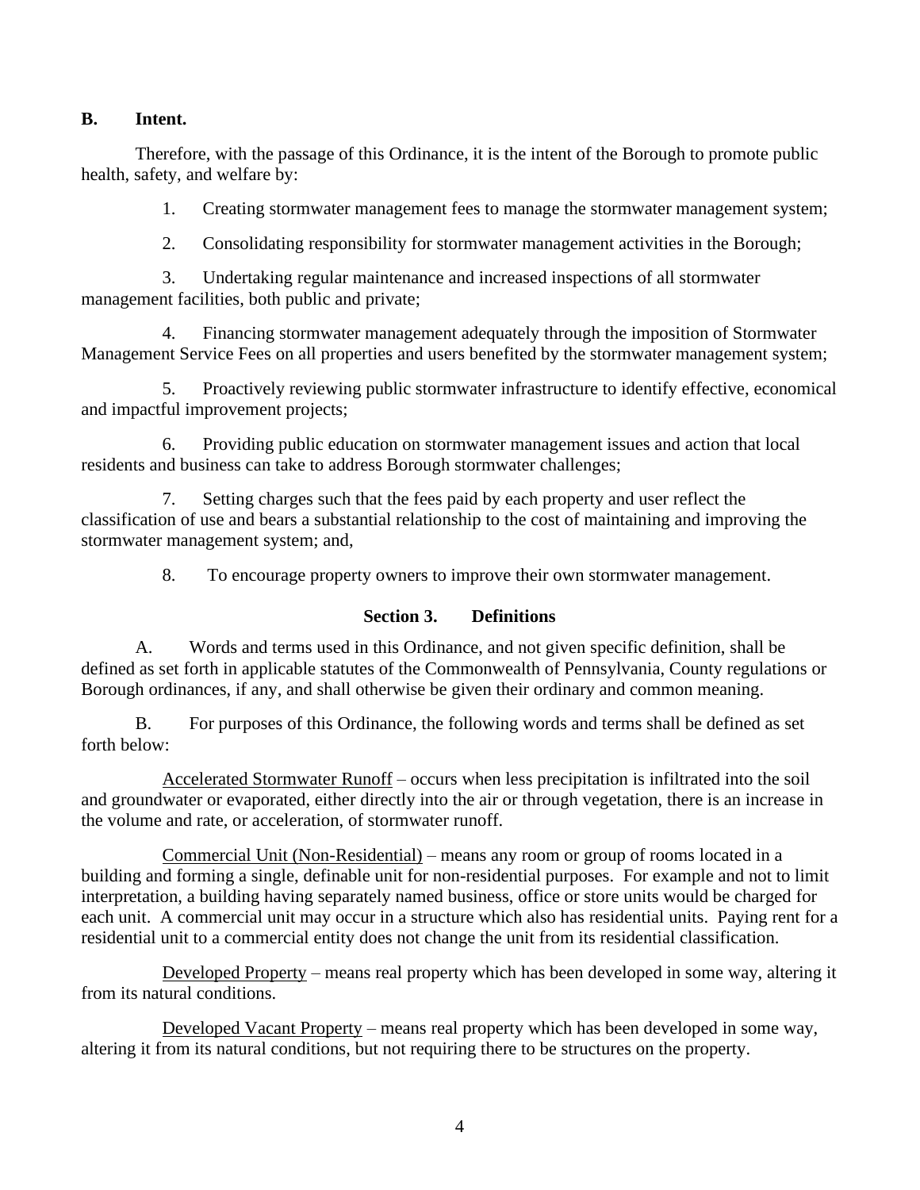**B. Intent.**

Therefore, with the passage of this Ordinance, it is the intent of the Borough to promote public health, safety, and welfare by:

1. Creating stormwater management fees to manage the stormwater management system;

2. Consolidating responsibility for stormwater management activities in the Borough;

3. Undertaking regular maintenance and increased inspections of all stormwater management facilities, both public and private;

4. Financing stormwater management adequately through the imposition of Stormwater Management Service Fees on all properties and users benefited by the stormwater management system;

5. Proactively reviewing public stormwater infrastructure to identify effective, economical and impactful improvement projects;

6. Providing public education on stormwater management issues and action that local residents and business can take to address Borough stormwater challenges;

7. Setting charges such that the fees paid by each property and user reflect the classification of use and bears a substantial relationship to the cost of maintaining and improving the stormwater management system; and,

8. To encourage property owners to improve their own stormwater management.

**Section 3. Definitions**

A. Words and terms used in this Ordinance, and not given specific definition, shall be defined as set forth in applicable statutes of the Commonwealth of Pennsylvania, County regulations or Borough ordinances, if any, and shall otherwise be given their ordinary and common meaning.

B. For purposes of this Ordinance, the following words and terms shall be defined as set forth below:

Accelerated Stormwater Runoff – occurs when less precipitation is infiltrated into the soil and groundwater or evaporated, either directly into the air or through vegetation, there is an increase in the volume and rate, or acceleration, of stormwater runoff.

Commercial Unit (Non-Residential) – means any room or group of rooms located in a building and forming a single, definable unit for non-residential purposes. For example and not to limit interpretation, a building having separately named business, office or store units would be charged for each unit. A commercial unit may occur in a structure which also has residential units. Paying rent for a residential unit to a commercial entity does not change the unit from its residential classification.

Developed Property – means real property which has been developed in some way, altering it from its natural conditions.

Developed Vacant Property – means real property which has been developed in some way, altering it from its natural conditions, but not requiring there to be structures on the property.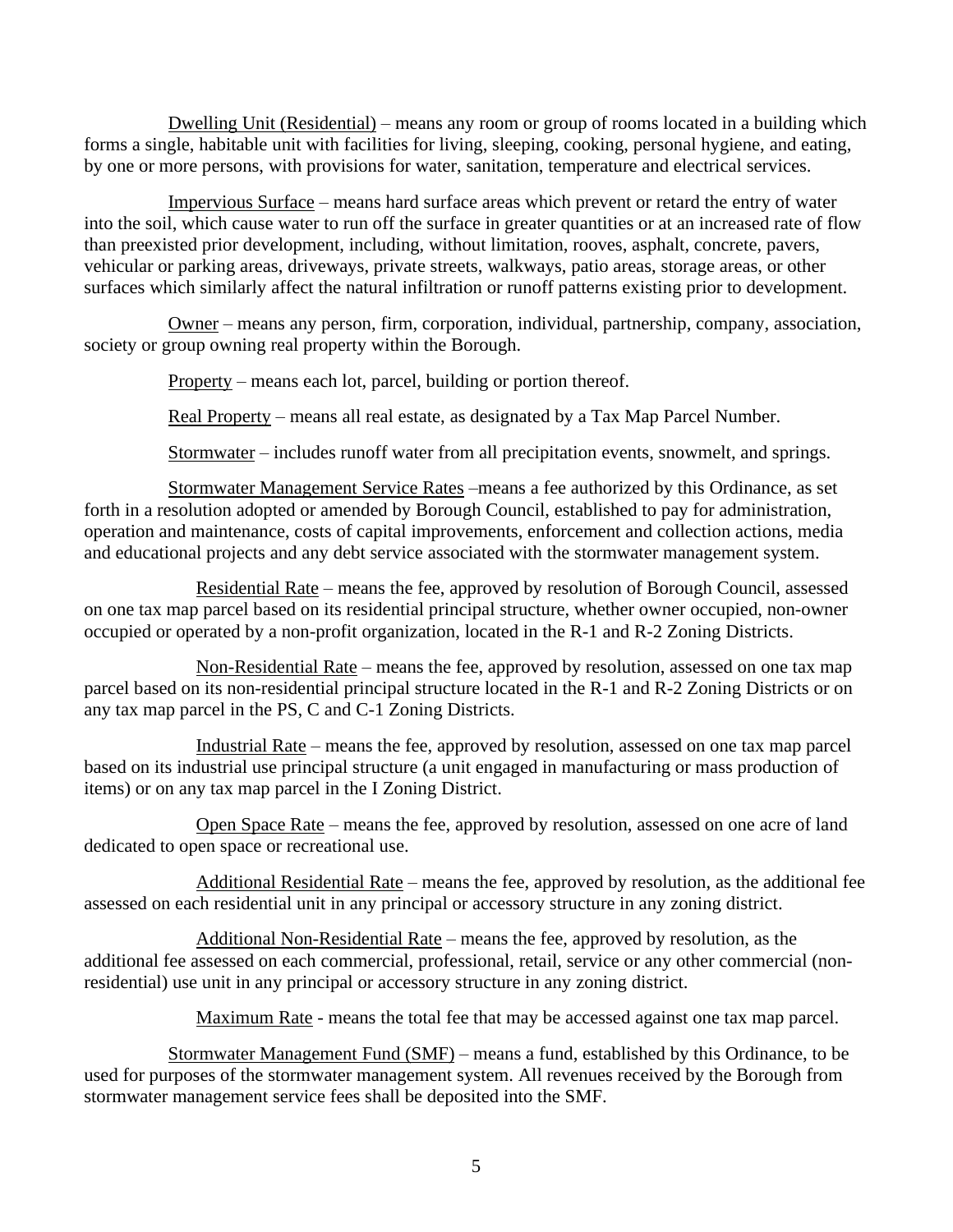Dwelling Unit (Residential) – means any room or group of rooms located in a building which forms a single, habitable unit with facilities for living, sleeping, cooking, personal hygiene, and eating, by one or more persons, with provisions for water, sanitation, temperature and electrical services.

Impervious Surface – means hard surface areas which prevent or retard the entry of water into the soil, which cause water to run off the surface in greater quantities or at an increased rate of flow than preexisted prior development, including, without limitation, rooves, asphalt, concrete, pavers, vehicular or parking areas, driveways, private streets, walkways, patio areas, storage areas, or other surfaces which similarly affect the natural infiltration or runoff patterns existing prior to development.

Owner – means any person, firm, corporation, individual, partnership, company, association, society or group owning real property within the Borough.

Property – means each lot, parcel, building or portion thereof.

Real Property – means all real estate, as designated by a Tax Map Parcel Number.

Stormwater – includes runoff water from all precipitation events, snowmelt, and springs.

Stormwater Management Service Rates –means a fee authorized by this Ordinance, as set forth in a resolution adopted or amended by Borough Council, established to pay for administration, operation and maintenance, costs of capital improvements, enforcement and collection actions, media and educational projects and any debt service associated with the stormwater management system.

Residential Rate – means the fee, approved by resolution of Borough Council, assessed on one tax map parcel based on its residential principal structure, whether owner occupied, non-owner occupied or operated by a non-profit organization, located in the R-1 and R-2 Zoning Districts.

Non-Residential Rate – means the fee, approved by resolution, assessed on one tax map parcel based on its non-residential principal structure located in the R-1 and R-2 Zoning Districts or on any tax map parcel in the PS, C and C-1 Zoning Districts.

Industrial Rate – means the fee, approved by resolution, assessed on one tax map parcel based on its industrial use principal structure (a unit engaged in manufacturing or mass production of items) or on any tax map parcel in the I Zoning District.

Open Space Rate – means the fee, approved by resolution, assessed on one acre of land dedicated to open space or recreational use.

Additional Residential Rate – means the fee, approved by resolution, as the additional fee assessed on each residential unit in any principal or accessory structure in any zoning district.

Additional Non-Residential Rate – means the fee, approved by resolution, as the additional fee assessed on each commercial, professional, retail, service or any other commercial (non-residential) use unit in any principal or accessory structure in any zoning district.

Maximum Rate - means the total fee that may be accessed against one tax map parcel.

Stormwater Management Fund (SMF) – means a fund, established by this Ordinance, to be used for purposes of the stormwater management system. All revenues received by the Borough from stormwater management service fees shall be deposited into the SMF.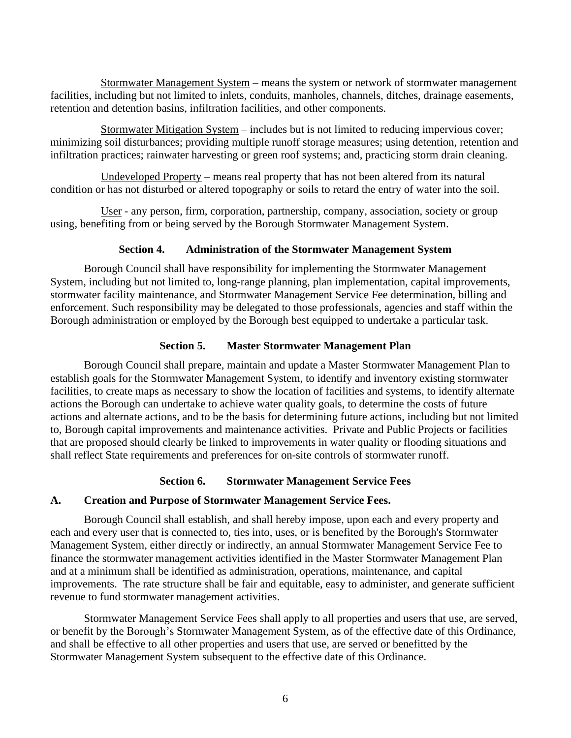Stormwater Management System – means the system or network of stormwater management facilities, including but not limited to inlets, conduits, manholes, channels, ditches, drainage easements, retention and detention basins, infiltration facilities, and other components.

Stormwater Mitigation System – includes but is not limited to reducing impervious cover; minimizing soil disturbances; providing multiple runoff storage measures; using detention, retention and infiltration practices; rainwater harvesting or green roof systems; and, practicing storm drain cleaning.

Undeveloped Property – means real property that has not been altered from its natural condition or has not disturbed or altered topography or soils to retard the entry of water into the soil.

User - any person, firm, corporation, partnership, company, association, society or group using, benefiting from or being served by the Borough Stormwater Management System.

### Section 4. Administration of the Stormwater Management System

Borough Council shall have responsibility for implementing the Stormwater Management System, including but not limited to, long-range planning, plan implementation, capital improvements, stormwater facility maintenance, and Stormwater Management Service Fee determination, billing and enforcement. Such responsibility may be delegated to those professionals, agencies and staff within the Borough administration or employed by the Borough best equipped to undertake a particular task.

### Section 5. Master Stormwater Management Plan

Borough Council shall prepare, maintain and update a Master Stormwater Management Plan to establish goals for the Stormwater Management System, to identify and inventory existing stormwater facilities, to create maps as necessary to show the location of facilities and systems, to identify alternate actions the Borough can undertake to achieve water quality goals, to determine the costs of future actions and alternate actions, and to be the basis for determining future actions, including but not limited to, Borough capital improvements and maintenance activities. Private and Public Projects or facilities that are proposed should clearly be linked to improvements in water quality or flooding situations and shall reflect State requirements and preferences for on-site controls of stormwater runoff.

### Section 6. Stormwater Management Service Fees

**A. Creation and Purpose of Stormwater Management Service Fees.**

Borough Council shall establish, and shall hereby impose, upon each and every property and each and every user that is connected to, ties into, uses, or is benefited by the Borough's Stormwater Management System, either directly or indirectly, an annual Stormwater Management Service Fee to finance the stormwater management activities identified in the Master Stormwater Management Plan and at a minimum shall be identified as administration, operations, maintenance, and capital improvements. The rate structure shall be fair and equitable, easy to administer, and generate sufficient revenue to fund stormwater management activities.

Stormwater Management Service Fees shall apply to all properties and users that use, are served, or benefit by the Borough's Stormwater Management System, as of the effective date of this Ordinance, and shall be effective to all other properties and users that use, are served or benefitted by the Stormwater Management System subsequent to the effective date of this Ordinance.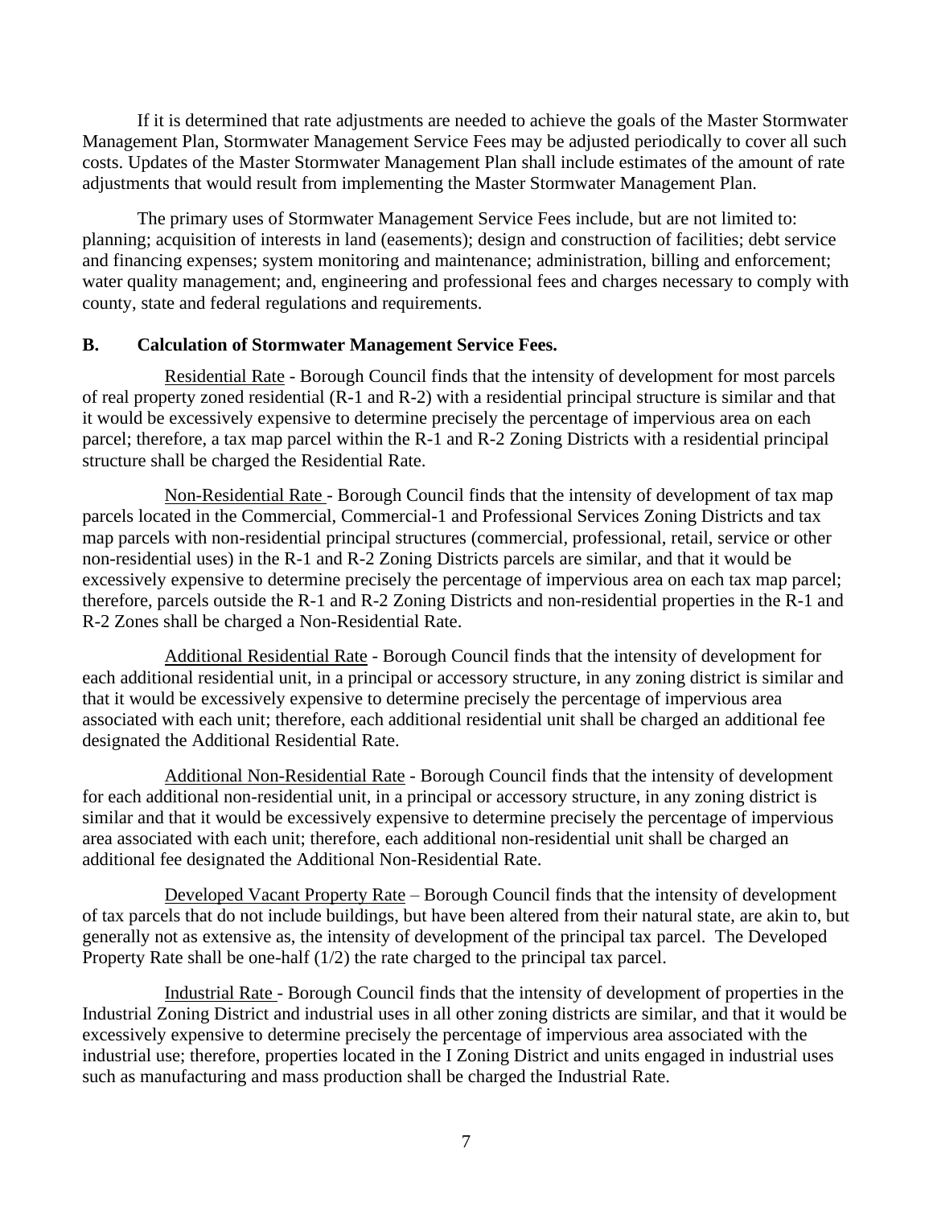If it is determined that rate adjustments are needed to achieve the goals of the Master Stormwater Management Plan, Stormwater Management Service Fees may be adjusted periodically to cover all such costs. Updates of the Master Stormwater Management Plan shall include estimates of the amount of rate adjustments that would result from implementing the Master Stormwater Management Plan.

The primary uses of Stormwater Management Service Fees include, but are not limited to: planning; acquisition of interests in land (easements); design and construction of facilities; debt service and financing expenses; system monitoring and maintenance; administration, billing and enforcement; water quality management; and, engineering and professional fees and charges necessary to comply with county, state and federal regulations and requirements.

**B. Calculation of Stormwater Management Service Fees.**

Residential Rate - Borough Council finds that the intensity of development for most parcels of real property zoned residential (R-1 and R-2) with a residential principal structure is similar and that it would be excessively expensive to determine precisely the percentage of impervious area on each parcel; therefore, a tax map parcel within the R-1 and R-2 Zoning Districts with a residential principal structure shall be charged the Residential Rate.

Non-Residential Rate - Borough Council finds that the intensity of development of tax map parcels located in the Commercial, Commercial-1 and Professional Services Zoning Districts and tax map parcels with non-residential principal structures (commercial, professional, retail, service or other non-residential uses) in the R-1 and R-2 Zoning Districts parcels are similar, and that it would be excessively expensive to determine precisely the percentage of impervious area on each tax map parcel; therefore, parcels outside the R-1 and R-2 Zoning Districts and non-residential properties in the R-1 and R-2 Zones shall be charged a Non-Residential Rate.

Additional Residential Rate - Borough Council finds that the intensity of development for each additional residential unit, in a principal or accessory structure, in any zoning district is similar and that it would be excessively expensive to determine precisely the percentage of impervious area associated with each unit; therefore, each additional residential unit shall be charged an additional fee designated the Additional Residential Rate.

Additional Non-Residential Rate - Borough Council finds that the intensity of development for each additional non-residential unit, in a principal or accessory structure, in any zoning district is similar and that it would be excessively expensive to determine precisely the percentage of impervious area associated with each unit; therefore, each additional non-residential unit shall be charged an additional fee designated the Additional Non-Residential Rate.

Developed Vacant Property Rate – Borough Council finds that the intensity of development of tax parcels that do not include buildings, but have been altered from their natural state, are akin to, but generally not as extensive as, the intensity of development of the principal tax parcel. The Developed Property Rate shall be one-half (1/2) the rate charged to the principal tax parcel.

Industrial Rate - Borough Council finds that the intensity of development of properties in the Industrial Zoning District and industrial uses in all other zoning districts are similar, and that it would be excessively expensive to determine precisely the percentage of impervious area associated with the industrial use; therefore, properties located in the I Zoning District and units engaged in industrial uses such as manufacturing and mass production shall be charged the Industrial Rate.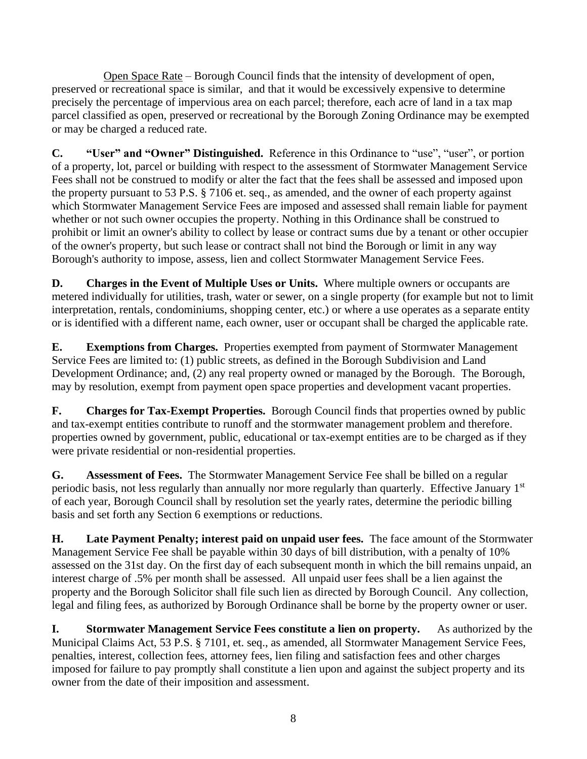Open Space Rate – Borough Council finds that the intensity of development of open, preserved or recreational space is similar, and that it would be excessively expensive to determine precisely the percentage of impervious area on each parcel; therefore, each acre of land in a tax map parcel classified as open, preserved or recreational by the Borough Zoning Ordinance may be exempted or may be charged a reduced rate.

**C. "User" and "Owner" Distinguished.** Reference in this Ordinance to "use", "user", or portion of a property, lot, parcel or building with respect to the assessment of Stormwater Management Service Fees shall not be construed to modify or alter the fact that the fees shall be assessed and imposed upon the property pursuant to 53 P.S. § 7106 et. seq., as amended, and the owner of each property against which Stormwater Management Service Fees are imposed and assessed shall remain liable for payment whether or not such owner occupies the property. Nothing in this Ordinance shall be construed to prohibit or limit an owner's ability to collect by lease or contract sums due by a tenant or other occupier of the owner's property, but such lease or contract shall not bind the Borough or limit in any way Borough's authority to impose, assess, lien and collect Stormwater Management Service Fees.

**D. Charges in the Event of Multiple Uses or Units.** Where multiple owners or occupants are metered individually for utilities, trash, water or sewer, on a single property (for example but not to limit interpretation, rentals, condominiums, shopping center, etc.) or where a use operates as a separate entity or is identified with a different name, each owner, user or occupant shall be charged the applicable rate.

**E. Exemptions from Charges.** Properties exempted from payment of Stormwater Management Service Fees are limited to: (1) public streets, as defined in the Borough Subdivision and Land Development Ordinance; and, (2) any real property owned or managed by the Borough. The Borough, may by resolution, exempt from payment open space properties and development vacant properties.

**F. Charges for Tax-Exempt Properties.** Borough Council finds that properties owned by public and tax-exempt entities contribute to runoff and the stormwater management problem and therefore. properties owned by government, public, educational or tax-exempt entities are to be charged as if they were private residential or non-residential properties.

**G. Assessment of Fees.** The Stormwater Management Service Fee shall be billed on a regular periodic basis, not less regularly than annually nor more regularly than quarterly. Effective January 1st of each year, Borough Council shall by resolution set the yearly rates, determine the periodic billing basis and set forth any Section 6 exemptions or reductions.

**H. Late Payment Penalty; interest paid on unpaid user fees.** The face amount of the Stormwater Management Service Fee shall be payable within 30 days of bill distribution, with a penalty of 10% assessed on the 31st day. On the first day of each subsequent month in which the bill remains unpaid, an interest charge of .5% per month shall be assessed. All unpaid user fees shall be a lien against the property and the Borough Solicitor shall file such lien as directed by Borough Council. Any collection, legal and filing fees, as authorized by Borough Ordinance shall be borne by the property owner or user.

**I. Stormwater Management Service Fees constitute a lien on property.** As authorized by the Municipal Claims Act, 53 P.S. § 7101, et. seq., as amended, all Stormwater Management Service Fees, penalties, interest, collection fees, attorney fees, lien filing and satisfaction fees and other charges imposed for failure to pay promptly shall constitute a lien upon and against the subject property and its owner from the date of their imposition and assessment.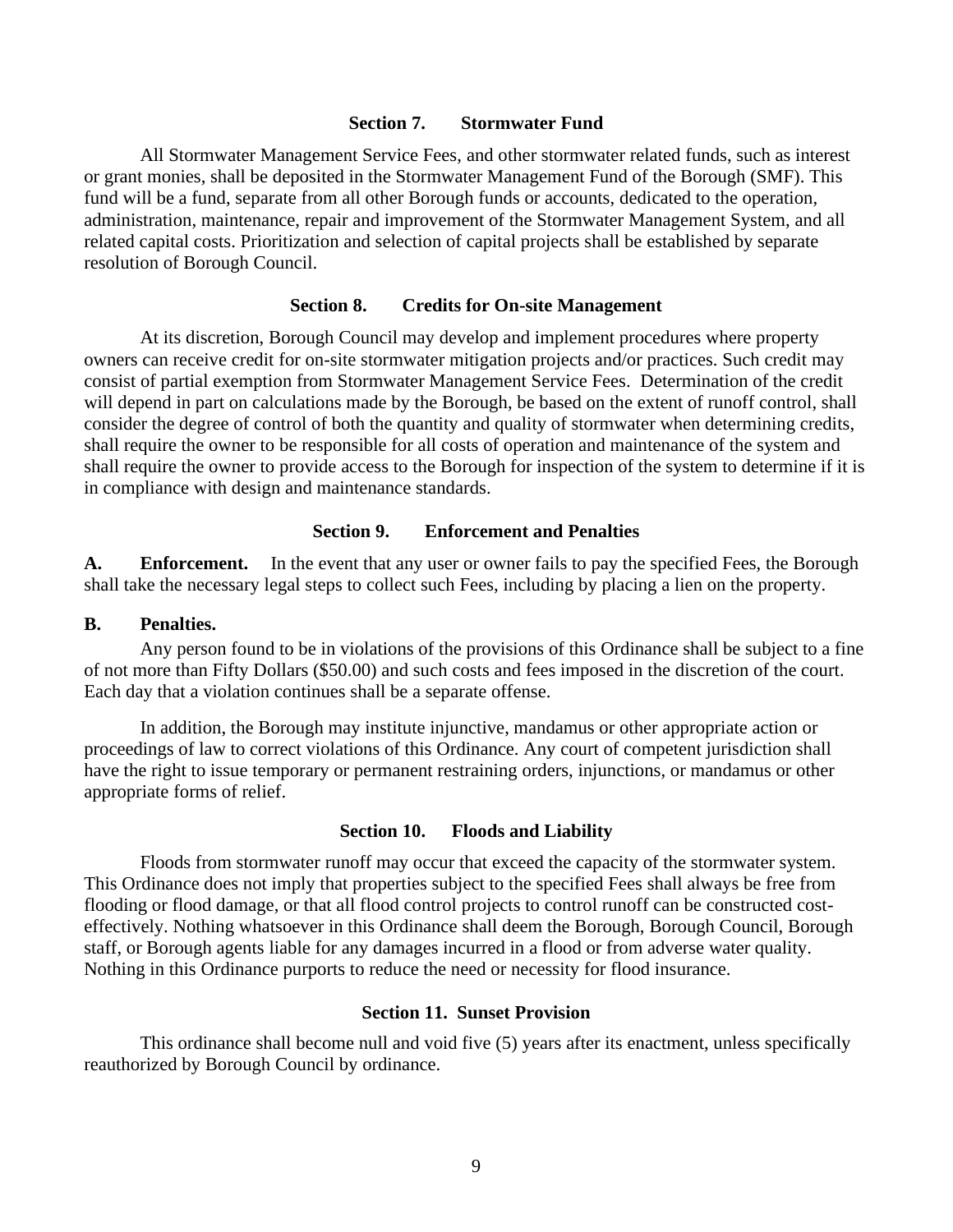## Section 7. Stormwater Fund

All Stormwater Management Service Fees, and other stormwater related funds, such as interest or grant monies, shall be deposited in the Stormwater Management Fund of the Borough (SMF). This fund will be a fund, separate from all other Borough funds or accounts, dedicated to the operation, administration, maintenance, repair and improvement of the Stormwater Management System, and all related capital costs. Prioritization and selection of capital projects shall be established by separate resolution of Borough Council.

## Section 8. Credits for On-site Management

At its discretion, Borough Council may develop and implement procedures where property owners can receive credit for on-site stormwater mitigation projects and/or practices. Such credit may consist of partial exemption from Stormwater Management Service Fees. Determination of the credit will depend in part on calculations made by the Borough, be based on the extent of runoff control, shall consider the degree of control of both the quantity and quality of stormwater when determining credits, shall require the owner to be responsible for all costs of operation and maintenance of the system and shall require the owner to provide access to the Borough for inspection of the system to determine if it is in compliance with design and maintenance standards.

## Section 9. Enforcement and Penalties

**A. Enforcement.** In the event that any user or owner fails to pay the specified Fees, the Borough shall take the necessary legal steps to collect such Fees, including by placing a lien on the property.

**B. Penalties.**

Any person found to be in violations of the provisions of this Ordinance shall be subject to a fine of not more than Fifty Dollars ($50.00) and such costs and fees imposed in the discretion of the court. Each day that a violation continues shall be a separate offense.

In addition, the Borough may institute injunctive, mandamus or other appropriate action or proceedings of law to correct violations of this Ordinance. Any court of competent jurisdiction shall have the right to issue temporary or permanent restraining orders, injunctions, or mandamus or other appropriate forms of relief.

## Section 10. Floods and Liability

Floods from stormwater runoff may occur that exceed the capacity of the stormwater system. This Ordinance does not imply that properties subject to the specified Fees shall always be free from flooding or flood damage, or that all flood control projects to control runoff can be constructed cost-effectively. Nothing whatsoever in this Ordinance shall deem the Borough, Borough Council, Borough staff, or Borough agents liable for any damages incurred in a flood or from adverse water quality. Nothing in this Ordinance purports to reduce the need or necessity for flood insurance.

## Section 11. Sunset Provision

This ordinance shall become null and void five (5) years after its enactment, unless specifically reauthorized by Borough Council by ordinance.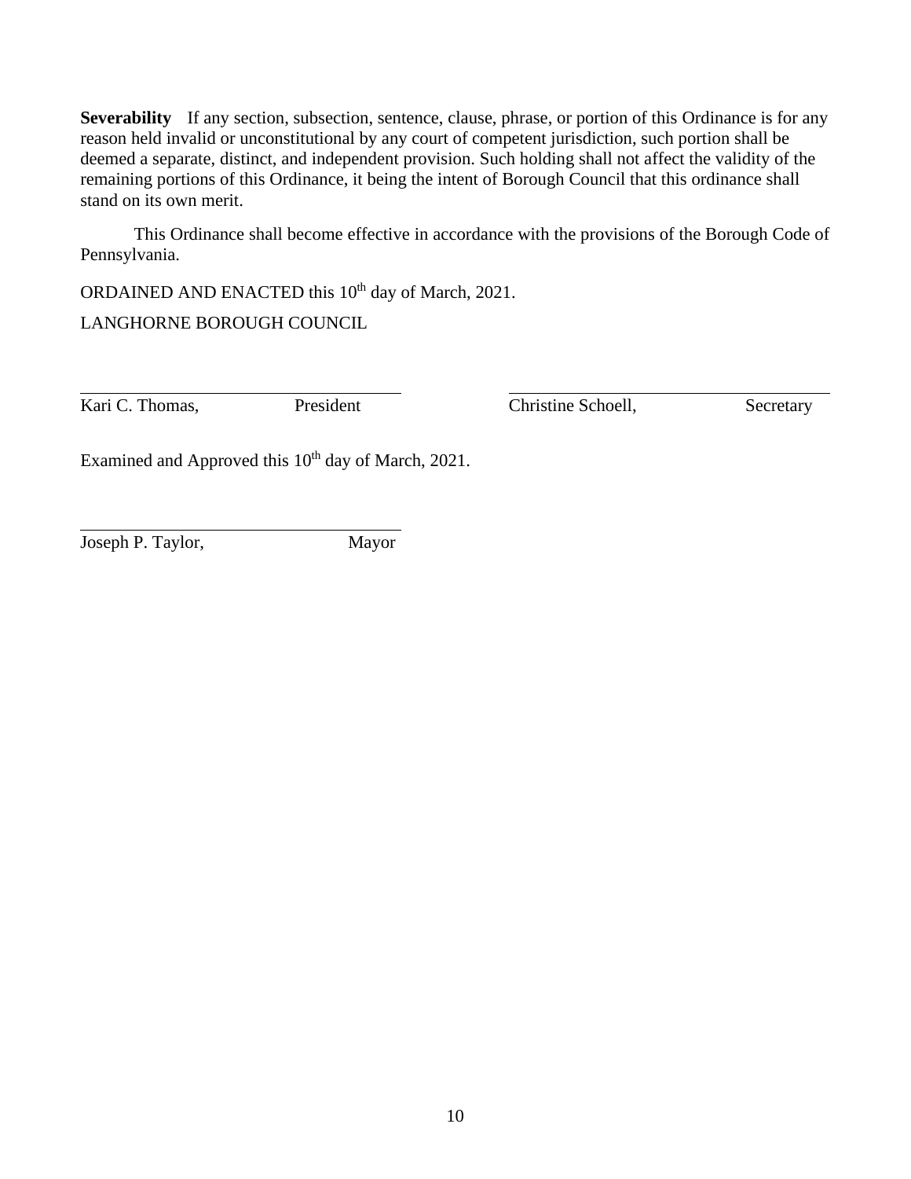**Severability** If any section, subsection, sentence, clause, phrase, or portion of this Ordinance is for any reason held invalid or unconstitutional by any court of competent jurisdiction, such portion shall be deemed a separate, distinct, and independent provision. Such holding shall not affect the validity of the remaining portions of this Ordinance, it being the intent of Borough Council that this ordinance shall stand on its own merit.

This Ordinance shall become effective in accordance with the provisions of the Borough Code of Pennsylvania.

ORDAINED AND ENACTED this 10th day of March, 2021.

LANGHORNE BOROUGH COUNCIL

\_\_\_\_\_\_\_\_\_\_\_\_\_\_\_\_\_\_\_\_\_\_\_\_\_\_\_\_\_\_\_\_\_\_\_\_
Kari C. Thomas, President

\_\_\_\_\_\_\_\_\_\_\_\_\_\_\_\_\_\_\_\_\_\_\_\_\_\_\_\_\_\_\_\_\_\_\_\_
Christine Schoell, Secretary

Examined and Approved this 10th day of March, 2021.

\_\_\_\_\_\_\_\_\_\_\_\_\_\_\_\_\_\_\_\_\_\_\_\_\_\_\_\_\_\_\_\_\_\_\_\_
Joseph P. Taylor, Mayor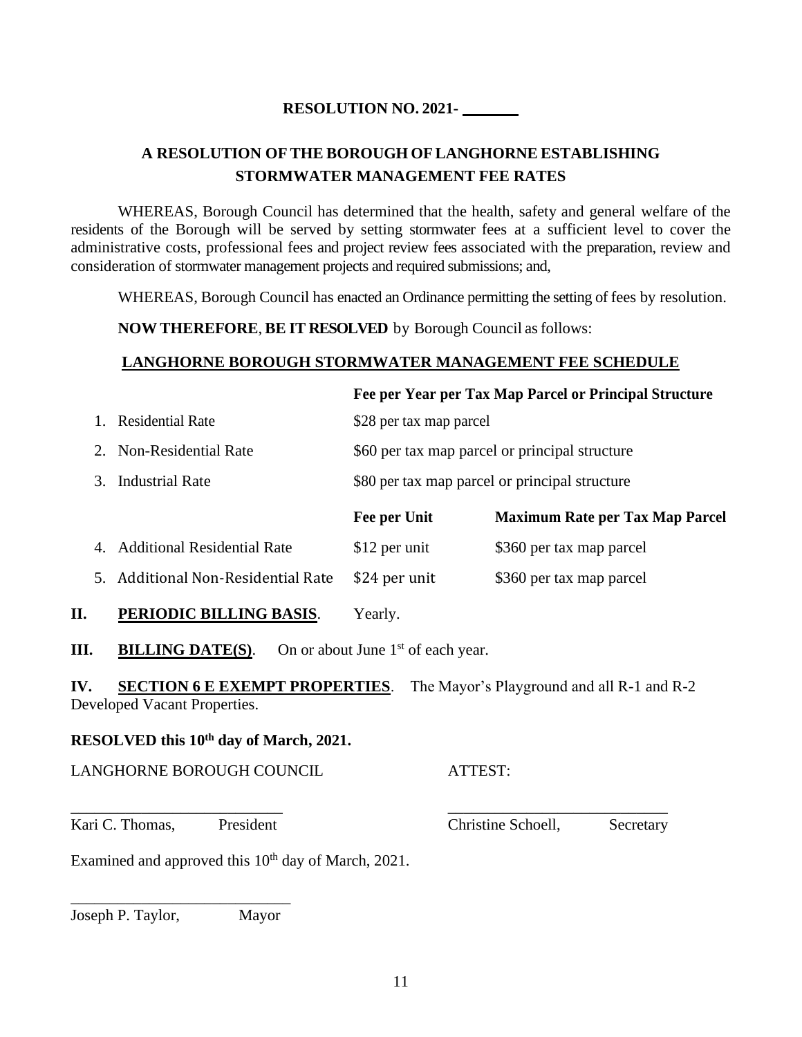**RESOLUTION NO. 2021- \_\_\_\_\_\_\_**

# A RESOLUTION OF THE BOROUGH OF LANGHORNE ESTABLISHING STORMWATER MANAGEMENT FEE RATES

WHEREAS, Borough Council has determined that the health, safety and general welfare of the residents of the Borough will be served by setting stormwater fees at a sufficient level to cover the administrative costs, professional fees and project review fees associated with the preparation, review and consideration of stormwater management projects and required submissions; and,

WHEREAS, Borough Council has enacted an Ordinance permitting the setting of fees by resolution.

**NOW THEREFORE**, **BE IT RESOLVED** by Borough Council as follows:

## LANGHORNE BOROUGH STORMWATER MANAGEMENT FEE SCHEDULE

| | Fee per Year per Tax Map Parcel or Principal Structure | |
|---|---|---|
| 1. Residential Rate | $28 per tax map parcel | |
| 2. Non-Residential Rate | $60 per tax map parcel or principal structure | |
| 3. Industrial Rate | $80 per tax map parcel or principal structure | |
| | **Fee per Unit** | **Maximum Rate per Tax Map Parcel** |
| 4. Additional Residential Rate | $12 per unit | $360 per tax map parcel |
| 5. Additional Non-Residential Rate | $24 per unit | $360 per tax map parcel |

**II. PERIODIC BILLING BASIS**. Yearly.

**III. BILLING DATE(S)**. On or about June 1st of each year.

**IV. SECTION 6 E EXEMPT PROPERTIES**. The Mayor's Playground and all R-1 and R-2 Developed Vacant Properties.

**RESOLVED this 10th day of March, 2021.**

LANGHORNE BOROUGH COUNCIL

ATTEST:

\_\_\_\_\_\_\_\_\_\_\_\_\_\_\_\_\_\_\_\_\_\_\_\_\_\_\_
Kari C. Thomas, President

\_\_\_\_\_\_\_\_\_\_\_\_\_\_\_\_\_\_\_\_\_\_\_\_\_\_\_
Christine Schoell, Secretary

Examined and approved this 10th day of March, 2021.

\_\_\_\_\_\_\_\_\_\_\_\_\_\_\_\_\_\_\_\_\_\_\_\_\_\_\_
Joseph P. Taylor, Mayor